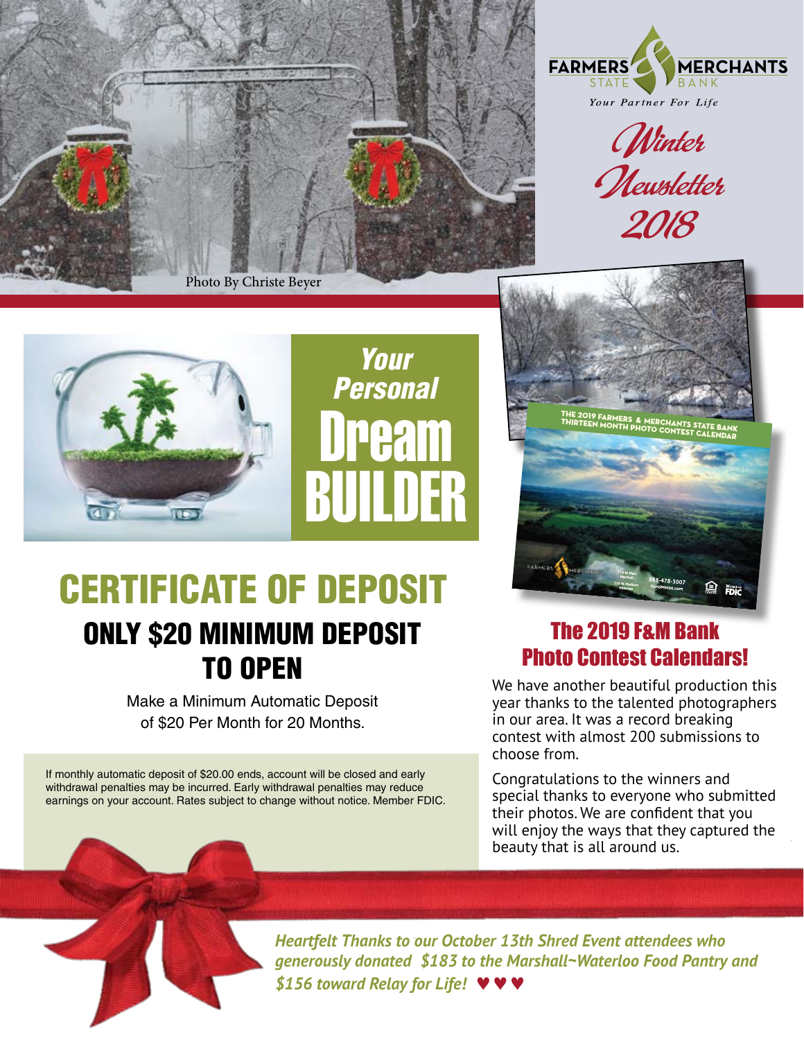FARMERS & MERCHANTS STATE BANK

*Your Partner For Life*

# *Winter Newsletter 2018*

Photo By Christe Beyer

## *Your Personal* Dream BUILDER

# CERTIFICATE OF DEPOSIT

## ONLY $20 MINIMUM DEPOSIT TO OPEN

Make a Minimum Automatic Deposit of $20 Per Month for 20 Months.

If monthly automatic deposit of $20.00 ends, account will be closed and early withdrawal penalties may be incurred. Early withdrawal penalties may reduce earnings on your account. Rates subject to change without notice. Member FDIC.

THE 2019 FARMERS & MERCHANTS STATE BANK THIRTEEN MONTH PHOTO CONTEST CALENDAR

## The 2019 F&M Bank Photo Contest Calendars!

We have another beautiful production this year thanks to the talented photographers in our area. It was a record breaking contest with almost 200 submissions to choose from.

Congratulations to the winners and special thanks to everyone who submitted their photos. We are confident that you will enjoy the ways that they captured the beauty that is all around us.

***Heartfelt Thanks to our October 13th Shred Event attendees who generously donated $183 to the Marshall~Waterloo Food Pantry and $156 toward Relay for Life! ♥ ♥ ♥***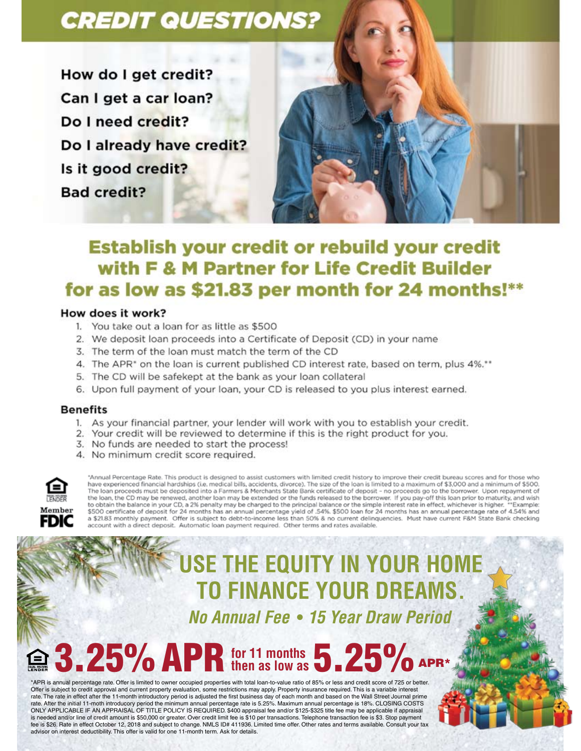# CREDIT QUESTIONS?

**How do I get credit?**
**Can I get a car loan?**
**Do I need credit?**
**Do I already have credit?**
**Is it good credit?**
**Bad credit?**

## Establish your credit or rebuild your credit with F & M Partner for Life Credit Builder for as low as $21.83 per month for 24 months!**

### How does it work?

1. You take out a loan for as little as $500
2. We deposit loan proceeds into a Certificate of Deposit (CD) in your name
3. The term of the loan must match the term of the CD
4. The APR* on the loan is current published CD interest rate, based on term, plus 4%.**
5. The CD will be safekept at the bank as your loan collateral
6. Upon full payment of your loan, your CD is released to you plus interest earned.

### Benefits

1. As your financial partner, your lender will work with you to establish your credit.
2. Your credit will be reviewed to determine if this is the right product for you.
3. No funds are needed to start the process!
4. No minimum credit score required.

*Annual Percentage Rate. This product is designed to assist customers with limited credit history to improve their credit bureau scores and for those who have experienced financial hardships (i.e. medical bills, accidents, divorce). The size of the loan is limited to a maximum of $3,000 and a minimum of $500. The loan proceeds must be deposited into a Farmers & Merchants State Bank certificate of deposit - no proceeds go to the borrower. Upon repayment of the loan, the CD may be renewed, another loan may be extended or the funds released to the borrower. If you pay-off this loan prior to maturity, and wish to obtain the balance in your CD, a 2% penalty may be charged to the principal balance or the simple interest rate in effect, whichever is higher. **Example: $500 certificate of deposit for 24 months has an annual percentage yield of .54%. $500 loan for 24 months has an annual percentage rate of 4.54% and a $21.83 monthly payment. Offer is subject to debt-to-income less than 50% & no current delinquencies. Must have current F&M State Bank checking account with a direct deposit. Automatic loan payment required. Other terms and rates available.

EQUAL HOUSING LENDER · Member FDIC

## USE THE EQUITY IN YOUR HOME TO FINANCE YOUR DREAMS.

*No Annual Fee • 15 Year Draw Period*

**3.25% APR for 11 months then as low as 5.25% APR***

*APR is annual percentage rate. Offer is limited to owner occupied properties with total loan-to-value ratio of 85% or less and credit score of 725 or better. Offer is subject to credit approval and current property evaluation, some restrictions may apply. Property insurance required. This is a variable interest rate. The rate in effect after the 11-month introductory period is adjusted the first business day of each month and based on the Wall Street Journal prime rate. After the initial 11-moth introductory period the minimum annual percentage rate is 5.25%. Maximum annual percentage is 18%. CLOSING COSTS ONLY APPLICABLE IF AN APPRAISAL OF TITLE POLICY IS REQUIRED. $400 appraisal fee and/or $125-$325 title fee may be applicable if appraisal is needed and/or line of credit amount is $50,000 or greater. Over credit limit fee is $10 per transactions. Telephone transaction fee is $3. Stop payment fee is $26. Rate in effect October 12, 2018 and subject to change. NMLS ID# 411936. Limited time offer. Other rates and terms available. Consult your tax advisor on interest deductibility. This offer is valid for one 11-month term. Ask for details.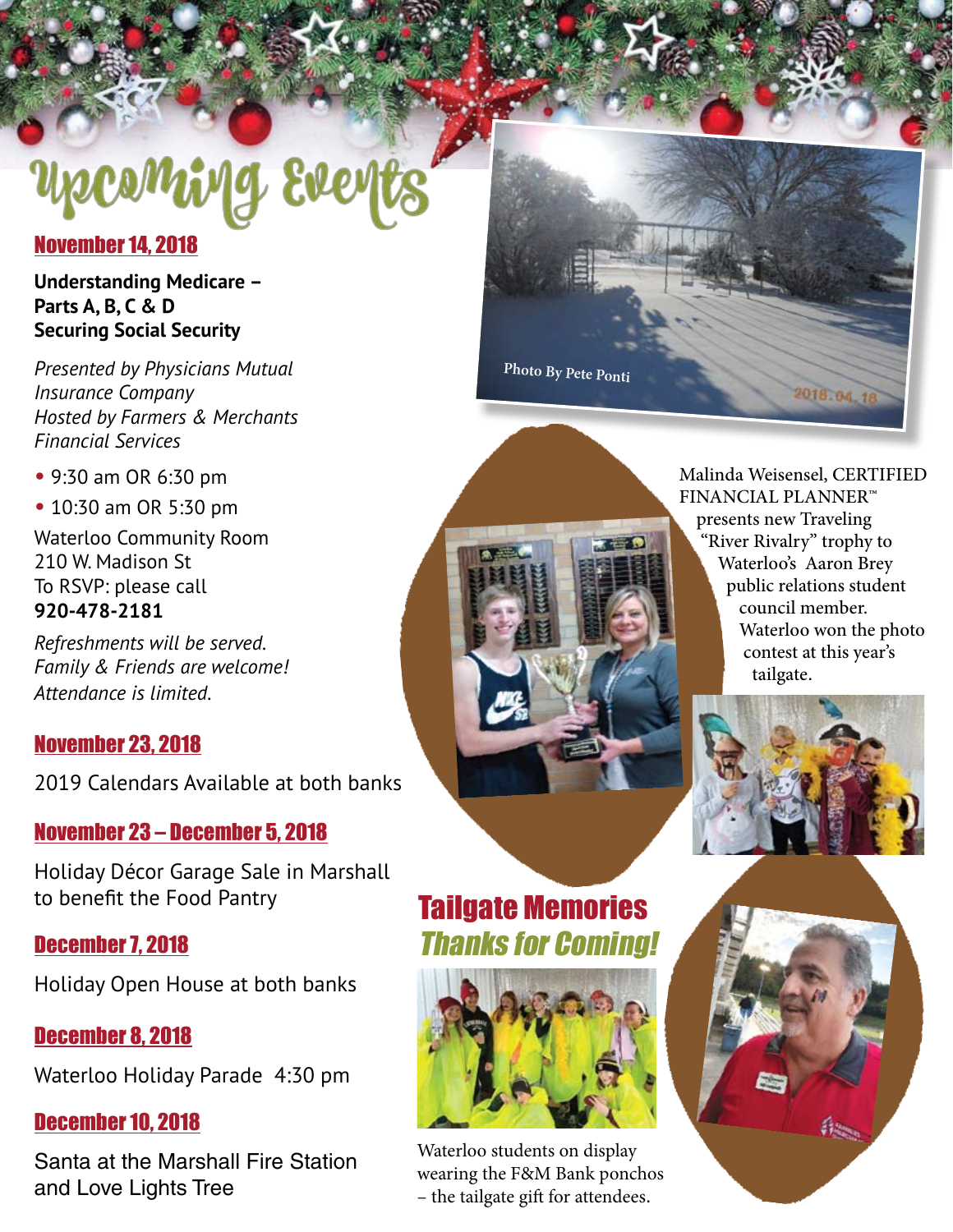# Upcoming Events

## November 14, 2018

**Understanding Medicare – Parts A, B, C & D**
**Securing Social Security**

*Presented by Physicians Mutual Insurance Company*
*Hosted by Farmers & Merchants Financial Services*

- 9:30 am OR 6:30 pm
- 10:30 am OR 5:30 pm

Waterloo Community Room
210 W. Madison St
To RSVP: please call
**920-478-2181**

*Refreshments will be served.*
*Family & Friends are welcome!*
*Attendance is limited.*

## November 23, 2018

2019 Calendars Available at both banks

## November 23 – December 5, 2018

Holiday Décor Garage Sale in Marshall to benefit the Food Pantry

## December 7, 2018

Holiday Open House at both banks

## December 8, 2018

Waterloo Holiday Parade 4:30 pm

## December 10, 2018

Santa at the Marshall Fire Station and Love Lights Tree

Photo By Pete Ponti

Malinda Weisensel, CERTIFIED FINANCIAL PLANNER™ presents new Traveling "River Rivalry" trophy to Waterloo's Aaron Brey public relations student council member. Waterloo won the photo contest at this year's tailgate.

## Tailgate Memories

## *Thanks for Coming!*

Waterloo students on display wearing the F&M Bank ponchos – the tailgate gift for attendees.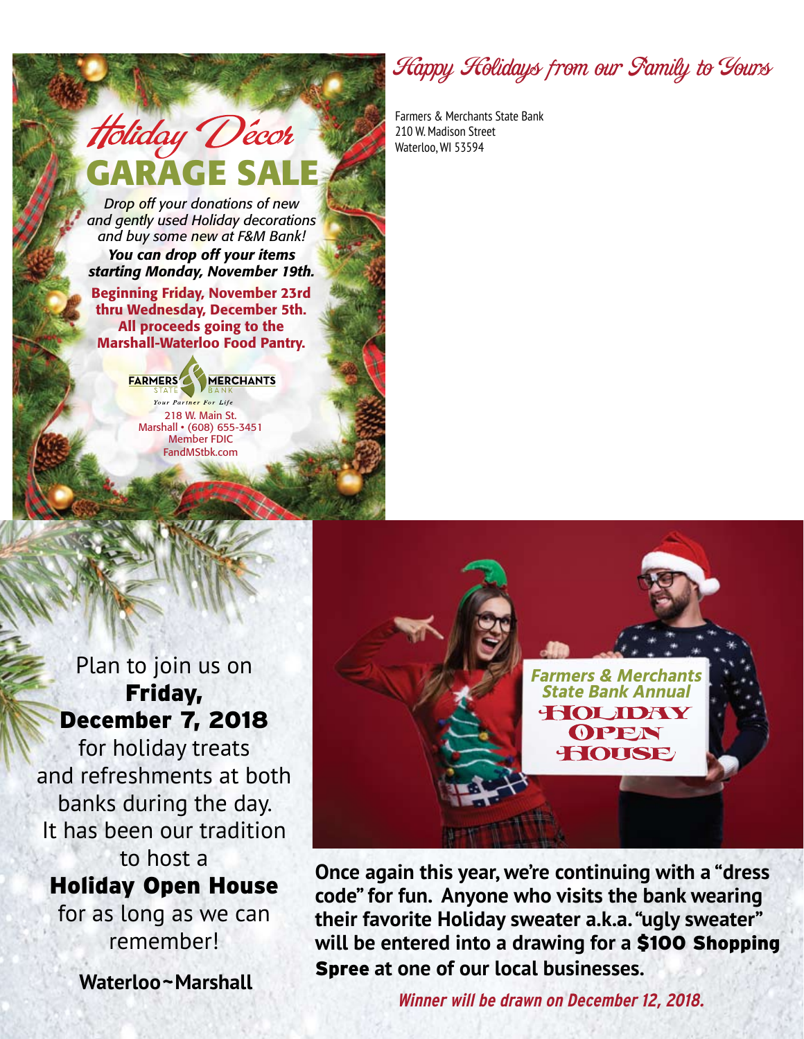# Holiday Décor GARAGE SALE

*Drop off your donations of new and gently used Holiday decorations and buy some new at F&M Bank!*

***You can drop off your items starting Monday, November 19th.***

**Beginning Friday, November 23rd thru Wednesday, December 5th. All proceeds going to the Marshall-Waterloo Food Pantry.**

FARMERS STATE MERCHANTS BANK
*Your Partner For Life*
218 W. Main St.
Marshall • (608) 655-3451
Member FDIC
FandMStbk.com

## *Happy Holidays from our Family to Yours*

Farmers & Merchants State Bank
210 W. Madison Street
Waterloo, WI 53594

Plan to join us on **Friday, December 7, 2018** for holiday treats and refreshments at both banks during the day. It has been our tradition to host a **Holiday Open House** for as long as we can remember!

**Waterloo~Marshall**

*Farmers & Merchants State Bank Annual*
**HOLIDAY OPEN HOUSE**

**Once again this year, we're continuing with a "dress code" for fun. Anyone who visits the bank wearing their favorite Holiday sweater a.k.a. "ugly sweater" will be entered into a drawing for a $100 Shopping Spree at one of our local businesses.**

***Winner will be drawn on December 12, 2018.***